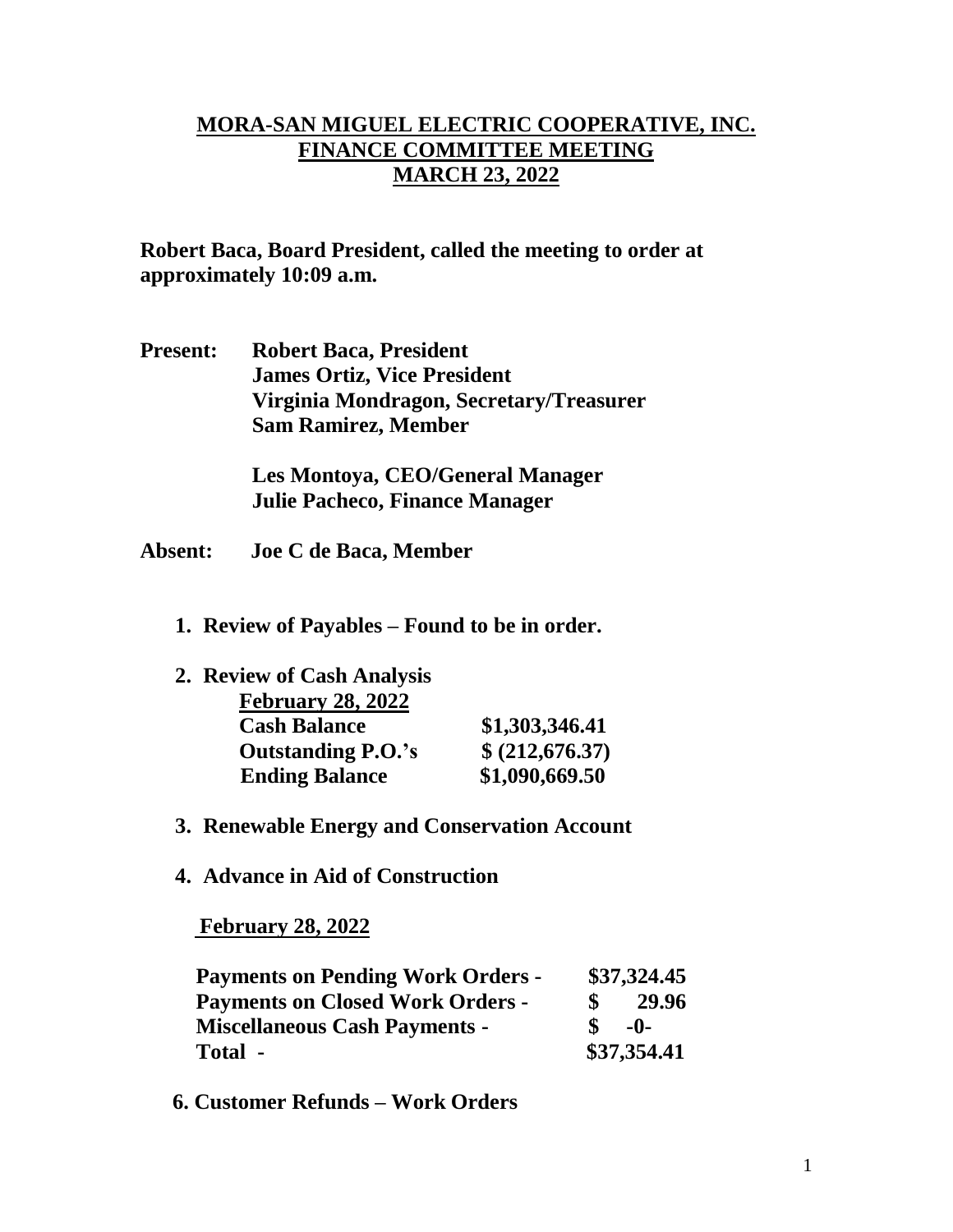# MORA-SAN MIGUEL ELECTRIC COOPERATIVE, INC.
## FINANCE COMMITTEE MEETING
## MARCH 23, 2022

**Robert Baca, Board President, called the meeting to order at approximately 10:09 a.m.**

**Present:** **Robert Baca, President**
**James Ortiz, Vice President**
**Virginia Mondragon, Secretary/Treasurer**
**Sam Ramirez, Member**

**Les Montoya, CEO/General Manager**
**Julie Pacheco, Finance Manager**

**Absent:** **Joe C de Baca, Member**

1. **Review of Payables – Found to be in order.**

2. **Review of Cash Analysis**

| **February 28, 2022** | |
|---|---|
| **Cash Balance** | **$1,303,346.41** |
| **Outstanding P.O.'s** | **$ (212,676.37)** |
| **Ending Balance** | **$1,090,669.50** |

3. **Renewable Energy and Conservation Account**

4. **Advance in Aid of Construction**

**February 28, 2022**

| | |
|---|---|
| **Payments on Pending Work Orders -** | **$37,324.45** |
| **Payments on Closed Work Orders -** | **$ 29.96** |
| **Miscellaneous Cash Payments -** | **$ -0-** |
| **Total -** | **$37,354.41** |

6. **Customer Refunds – Work Orders**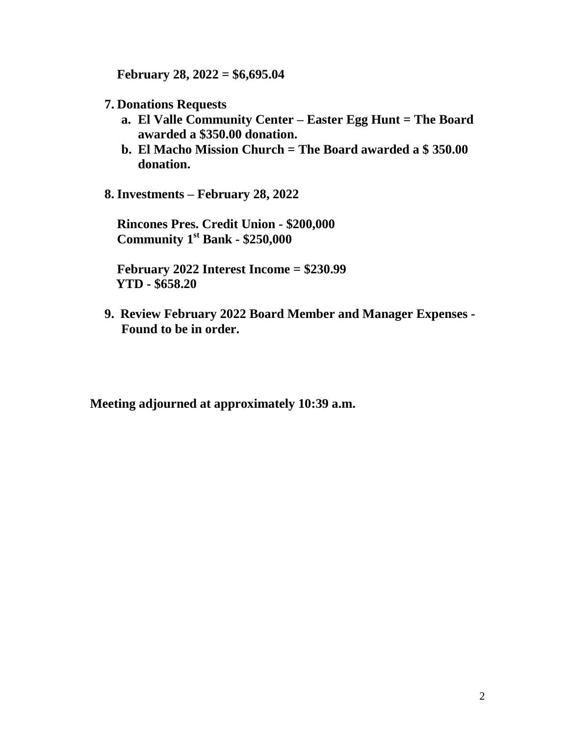**February 28, 2022 = $6,695.04**

7. **Donations Requests**
   a. **El Valle Community Center – Easter Egg Hunt = The Board awarded a $350.00 donation.**
   b. **El Macho Mission Church = The Board awarded a $ 350.00 donation.**

8. **Investments – February 28, 2022**

   **Rincones Pres. Credit Union - $200,000**
   **Community 1st Bank - $250,000**

   **February 2022 Interest Income = $230.99**
   **YTD - $658.20**

9. **Review February 2022 Board Member and Manager Expenses - Found to be in order.**

**Meeting adjourned at approximately 10:39 a.m.**